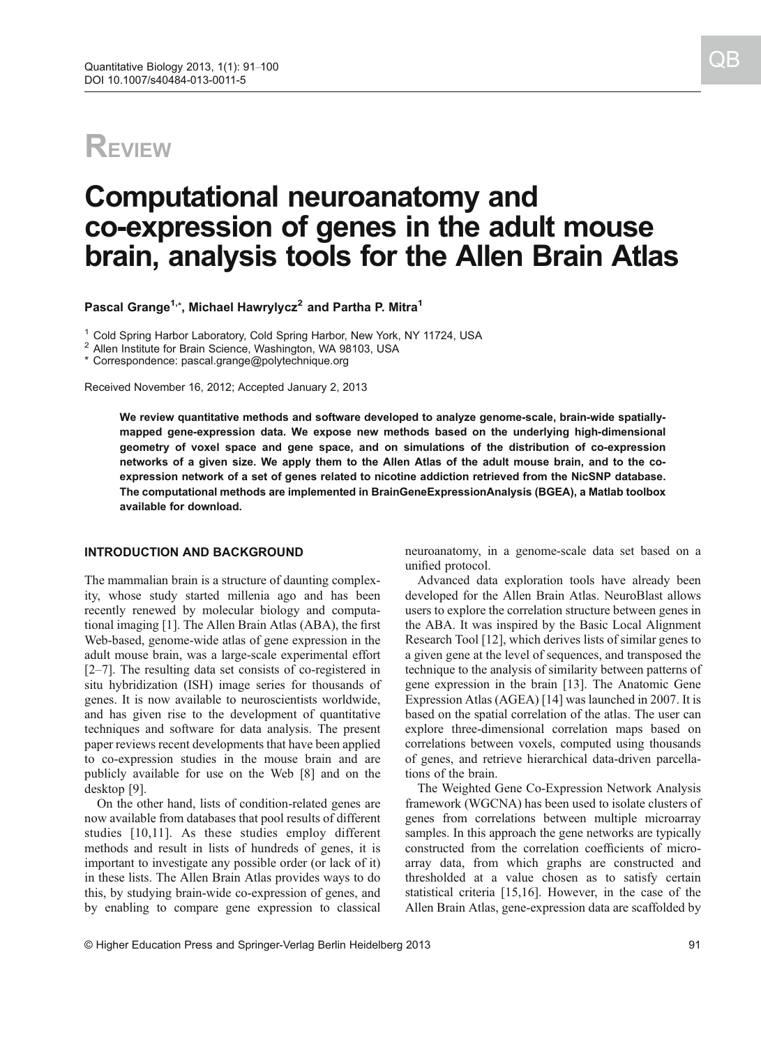# REVIEW

# Computational neuroanatomy and co-expression of genes in the adult mouse brain, analysis tools for the Allen Brain Atlas

**Pascal Grange[1,*], Michael Hawrylycz[2] and Partha P. Mitra[1]**

[1] Cold Spring Harbor Laboratory, Cold Spring Harbor, New York, NY 11724, USA
[2] Allen Institute for Brain Science, Washington, WA 98103, USA
* Correspondence: pascal.grange@polytechnique.org

Received November 16, 2012; Accepted January 2, 2013

**We review quantitative methods and software developed to analyze genome-scale, brain-wide spatially-mapped gene-expression data. We expose new methods based on the underlying high-dimensional geometry of voxel space and gene space, and on simulations of the distribution of co-expression networks of a given size. We apply them to the Allen Atlas of the adult mouse brain, and to the co-expression network of a set of genes related to nicotine addiction retrieved from the NicSNP database. The computational methods are implemented in BrainGeneExpressionAnalysis (BGEA), a Matlab toolbox available for download.**

## INTRODUCTION AND BACKGROUND

The mammalian brain is a structure of daunting complexity, whose study started millenia ago and has been recently renewed by molecular biology and computational imaging [1]. The Allen Brain Atlas (ABA), the first Web-based, genome-wide atlas of gene expression in the adult mouse brain, was a large-scale experimental effort [2–7]. The resulting data set consists of co-registered in situ hybridization (ISH) image series for thousands of genes. It is now available to neuroscientists worldwide, and has given rise to the development of quantitative techniques and software for data analysis. The present paper reviews recent developments that have been applied to co-expression studies in the mouse brain and are publicly available for use on the Web [8] and on the desktop [9].

On the other hand, lists of condition-related genes are now available from databases that pool results of different studies [10,11]. As these studies employ different methods and result in lists of hundreds of genes, it is important to investigate any possible order (or lack of it) in these lists. The Allen Brain Atlas provides ways to do this, by studying brain-wide co-expression of genes, and by enabling to compare gene expression to classical neuroanatomy, in a genome-scale data set based on a unified protocol.

Advanced data exploration tools have already been developed for the Allen Brain Atlas. NeuroBlast allows users to explore the correlation structure between genes in the ABA. It was inspired by the Basic Local Alignment Research Tool [12], which derives lists of similar genes to a given gene at the level of sequences, and transposed the technique to the analysis of similarity between patterns of gene expression in the brain [13]. The Anatomic Gene Expression Atlas (AGEA) [14] was launched in 2007. It is based on the spatial correlation of the atlas. The user can explore three-dimensional correlation maps based on correlations between voxels, computed using thousands of genes, and retrieve hierarchical data-driven parcellations of the brain.

The Weighted Gene Co-Expression Network Analysis framework (WGCNA) has been used to isolate clusters of genes from correlations between multiple microarray samples. In this approach the gene networks are typically constructed from the correlation coefficients of microarray data, from which graphs are constructed and thresholded at a value chosen as to satisfy certain statistical criteria [15,16]. However, in the case of the Allen Brain Atlas, gene-expression data are scaffolded by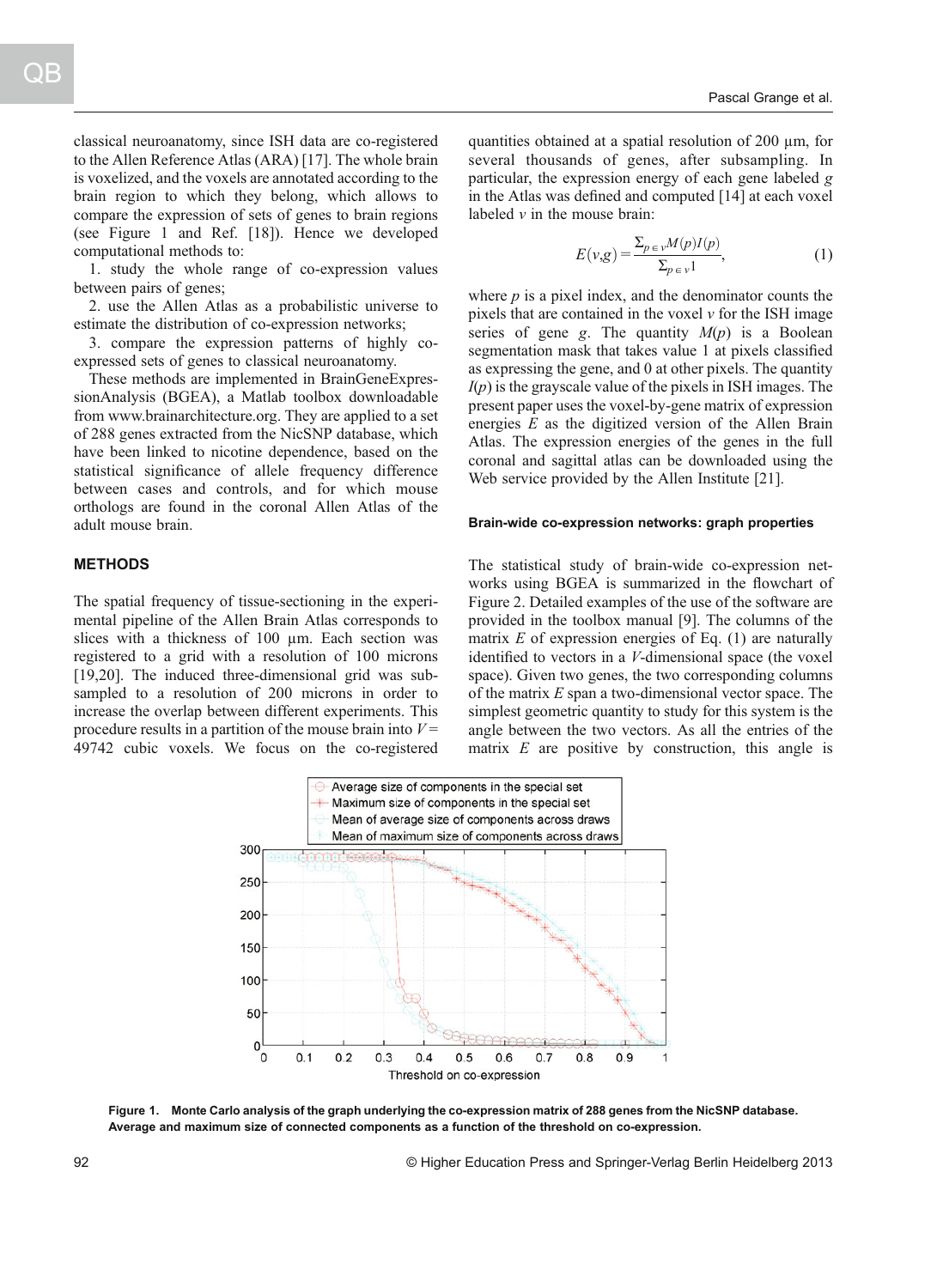classical neuroanatomy, since ISH data are co-registered to the Allen Reference Atlas (ARA) [17]. The whole brain is voxelized, and the voxels are annotated according to the brain region to which they belong, which allows to compare the expression of sets of genes to brain regions (see Figure 1 and Ref. [18]). Hence we developed computational methods to:

1. study the whole range of co-expression values between pairs of genes;
2. use the Allen Atlas as a probabilistic universe to estimate the distribution of co-expression networks;
3. compare the expression patterns of highly co-expressed sets of genes to classical neuroanatomy.

These methods are implemented in BrainGeneExpressionAnalysis (BGEA), a Matlab toolbox downloadable from www.brainarchitecture.org. They are applied to a set of 288 genes extracted from the NicSNP database, which have been linked to nicotine dependence, based on the statistical significance of allele frequency difference between cases and controls, and for which mouse orthologs are found in the coronal Allen Atlas of the adult mouse brain.

## METHODS

The spatial frequency of tissue-sectioning in the experimental pipeline of the Allen Brain Atlas corresponds to slices with a thickness of 100 µm. Each section was registered to a grid with a resolution of 100 microns [19,20]. The induced three-dimensional grid was subsampled to a resolution of 200 microns in order to increase the overlap between different experiments. This procedure results in a partition of the mouse brain into $V =$ 49742 cubic voxels. We focus on the co-registered quantities obtained at a spatial resolution of 200 µm, for several thousands of genes, after subsampling. In particular, the expression energy of each gene labeled $g$ in the Atlas was defined and computed [14] at each voxel labeled $v$ in the mouse brain:

$$E(v,g) = \frac{\sum_{p \in v} M(p) I(p)}{\sum_{p \in v} 1}, \tag{1}$$

where $p$ is a pixel index, and the denominator counts the pixels that are contained in the voxel $v$ for the ISH image series of gene $g$. The quantity $M(p)$ is a Boolean segmentation mask that takes value 1 at pixels classified as expressing the gene, and 0 at other pixels. The quantity $I(p)$ is the grayscale value of the pixels in ISH images. The present paper uses the voxel-by-gene matrix of expression energies $E$ as the digitized version of the Allen Brain Atlas. The expression energies of the genes in the full coronal and sagittal atlas can be downloaded using the Web service provided by the Allen Institute [21].

### Brain-wide co-expression networks: graph properties

The statistical study of brain-wide co-expression networks using BGEA is summarized in the flowchart of Figure 2. Detailed examples of the use of the software are provided in the toolbox manual [9]. The columns of the matrix $E$ of expression energies of Eq. (1) are naturally identified to vectors in a $V$-dimensional space (the voxel space). Given two genes, the two corresponding columns of the matrix $E$ span a two-dimensional vector space. The simplest geometric quantity to study for this system is the angle between the two vectors. As all the entries of the matrix $E$ are positive by construction, this angle is

**Figure 1. Monte Carlo analysis of the graph underlying the co-expression matrix of 288 genes from the NicSNP database. Average and maximum size of connected components as a function of the threshold on co-expression.**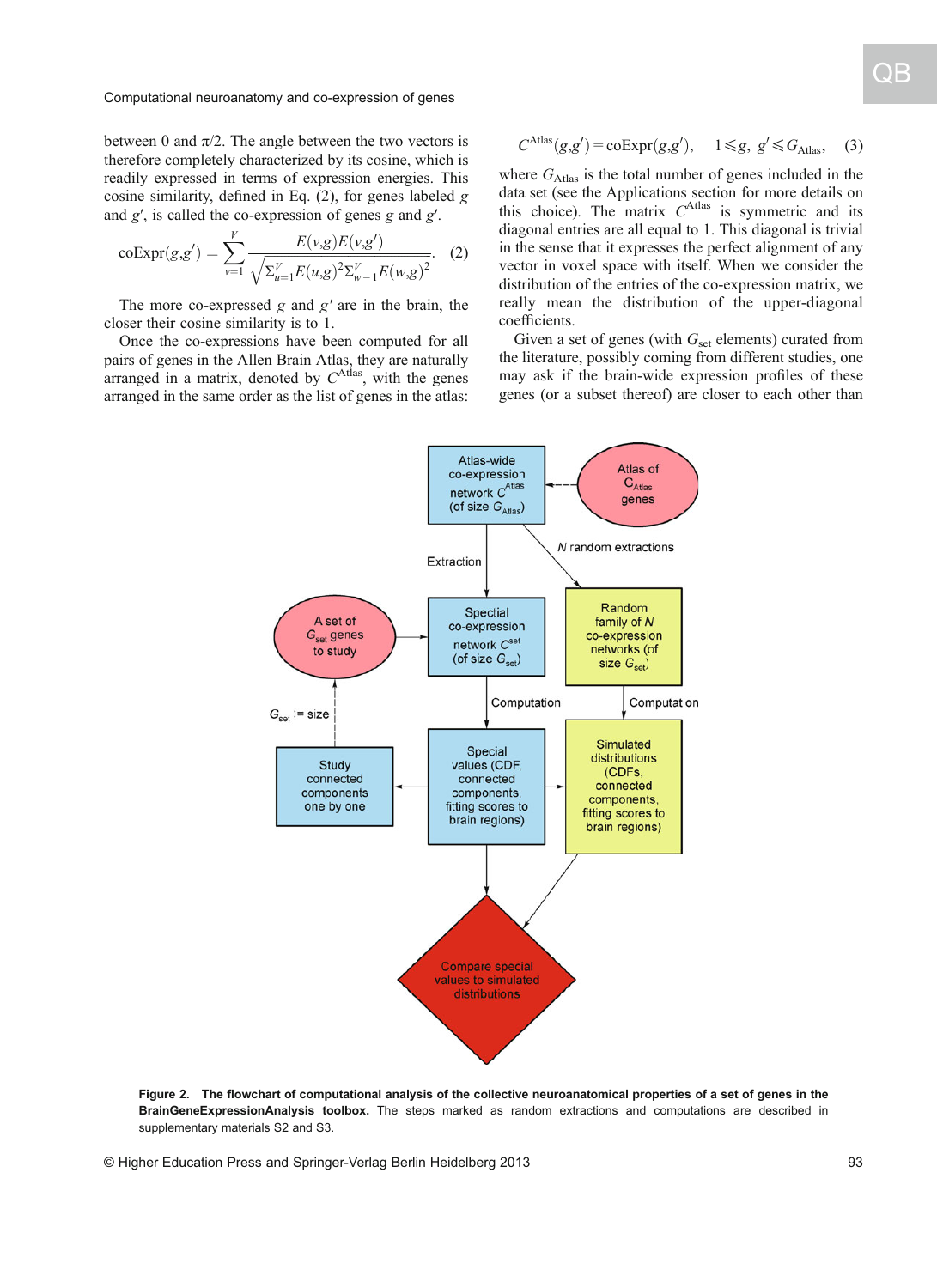between 0 and π/2. The angle between the two vectors is therefore completely characterized by its cosine, which is readily expressed in terms of expression energies. This cosine similarity, defined in Eq. (2), for genes labeled $g$ and $g'$, is called the co-expression of genes $g$ and $g'$.

$$\mathrm{coExpr}(g,g') = \sum_{v=1}^{V} \frac{E(v,g)E(v,g')}{\sqrt{\Sigma_{u=1}^{V} E(u,g)^2 \Sigma_{w=1}^{V} E(w,g)^2}}. \quad (2)$$

The more co-expressed $g$ and $g'$ are in the brain, the closer their cosine similarity is to 1.

Once the co-expressions have been computed for all pairs of genes in the Allen Brain Atlas, they are naturally arranged in a matrix, denoted by $C^{\mathrm{Atlas}}$, with the genes arranged in the same order as the list of genes in the atlas:

$$C^{\mathrm{Atlas}}(g,g') = \mathrm{coExpr}(g,g'), \quad 1 \leqslant g,\ g' \leqslant G_{\mathrm{Atlas}}, \quad (3)$$

where $G_{\mathrm{Atlas}}$ is the total number of genes included in the data set (see the Applications section for more details on this choice). The matrix $C^{\mathrm{Atlas}}$ is symmetric and its diagonal entries are all equal to 1. This diagonal is trivial in the sense that it expresses the perfect alignment of any vector in voxel space with itself. When we consider the distribution of the entries of the co-expression matrix, we really mean the distribution of the upper-diagonal coefficients.

Given a set of genes (with $G_{\mathrm{set}}$ elements) curated from the literature, possibly coming from different studies, one may ask if the brain-wide expression profiles of these genes (or a subset thereof) are closer to each other than

**Figure 2. The flowchart of computational analysis of the collective neuroanatomical properties of a set of genes in the BrainGeneExpressionAnalysis toolbox.** The steps marked as random extractions and computations are described in supplementary materials S2 and S3.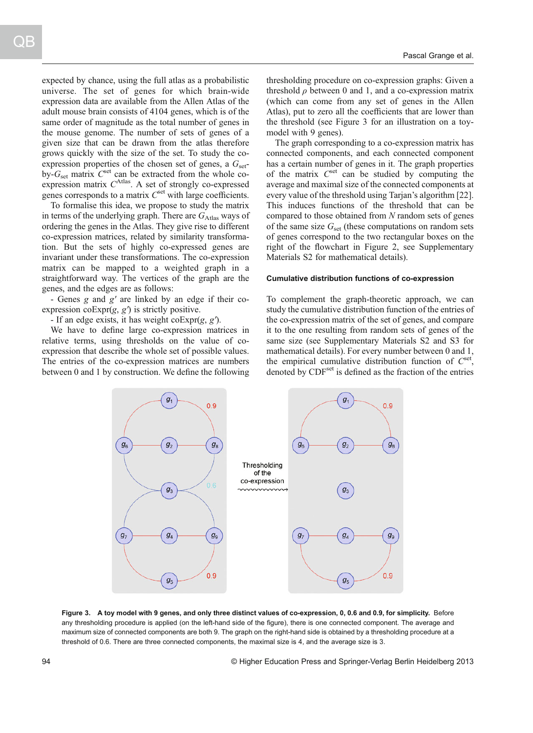expected by chance, using the full atlas as a probabilistic universe. The set of genes for which brain-wide expression data are available from the Allen Atlas of the adult mouse brain consists of 4104 genes, which is of the same order of magnitude as the total number of genes in the mouse genome. The number of sets of genes of a given size that can be drawn from the atlas therefore grows quickly with the size of the set. To study the co-expression properties of the chosen set of genes, a $G_{\mathrm{set}}$-by-$G_{\mathrm{set}}$ matrix $C^{\mathrm{set}}$ can be extracted from the whole co-expression matrix $C^{\mathrm{Atlas}}$. A set of strongly co-expressed genes corresponds to a matrix $C^{\mathrm{set}}$ with large coefficients.

To formalise this idea, we propose to study the matrix in terms of the underlying graph. There are $G_{\mathrm{Atlas}}$ ways of ordering the genes in the Atlas. They give rise to different co-expression matrices, related by similarity transformation. But the sets of highly co-expressed genes are invariant under these transformations. The co-expression matrix can be mapped to a weighted graph in a straightforward way. The vertices of the graph are the genes, and the edges are as follows:

- Genes $g$ and $g'$ are linked by an edge if their co-expression $\mathrm{coExpr}(g, g')$ is strictly positive.
- If an edge exists, it has weight $\mathrm{coExpr}(g, g')$.

We have to define large co-expression matrices in relative terms, using thresholds on the value of co-expression that describe the whole set of possible values. The entries of the co-expression matrices are numbers between 0 and 1 by construction. We define the following thresholding procedure on co-expression graphs: Given a threshold $\rho$ between 0 and 1, and a co-expression matrix (which can come from any set of genes in the Allen Atlas), put to zero all the coefficients that are lower than the threshold (see Figure 3 for an illustration on a toy-model with 9 genes).

The graph corresponding to a co-expression matrix has connected components, and each connected component has a certain number of genes in it. The graph properties of the matrix $C^{\mathrm{set}}$ can be studied by computing the average and maximal size of the connected components at every value of the threshold using Tarjan's algorithm [22]. This induces functions of the threshold that can be compared to those obtained from $N$ random sets of genes of the same size $G_{\mathrm{set}}$ (these computations on random sets of genes correspond to the two rectangular boxes on the right of the flowchart in Figure 2, see Supplementary Materials S2 for mathematical details).

### Cumulative distribution functions of co-expression

To complement the graph-theoretic approach, we can study the cumulative distribution function of the entries of the co-expression matrix of the set of genes, and compare it to the one resulting from random sets of genes of the same size (see Supplementary Materials S2 and S3 for mathematical details). For every number between 0 and 1, the empirical cumulative distribution function of $C^{\mathrm{set}}$, denoted by $\mathrm{CDF}^{\mathrm{set}}$ is defined as the fraction of the entries

**Figure 3. A toy model with 9 genes, and only three distinct values of co-expression, 0, 0.6 and 0.9, for simplicity.** Before any thresholding procedure is applied (on the left-hand side of the figure), there is one connected component. The average and maximum size of connected components are both 9. The graph on the right-hand side is obtained by a thresholding procedure at a threshold of 0.6. There are three connected components, the maximal size is 4, and the average size is 3.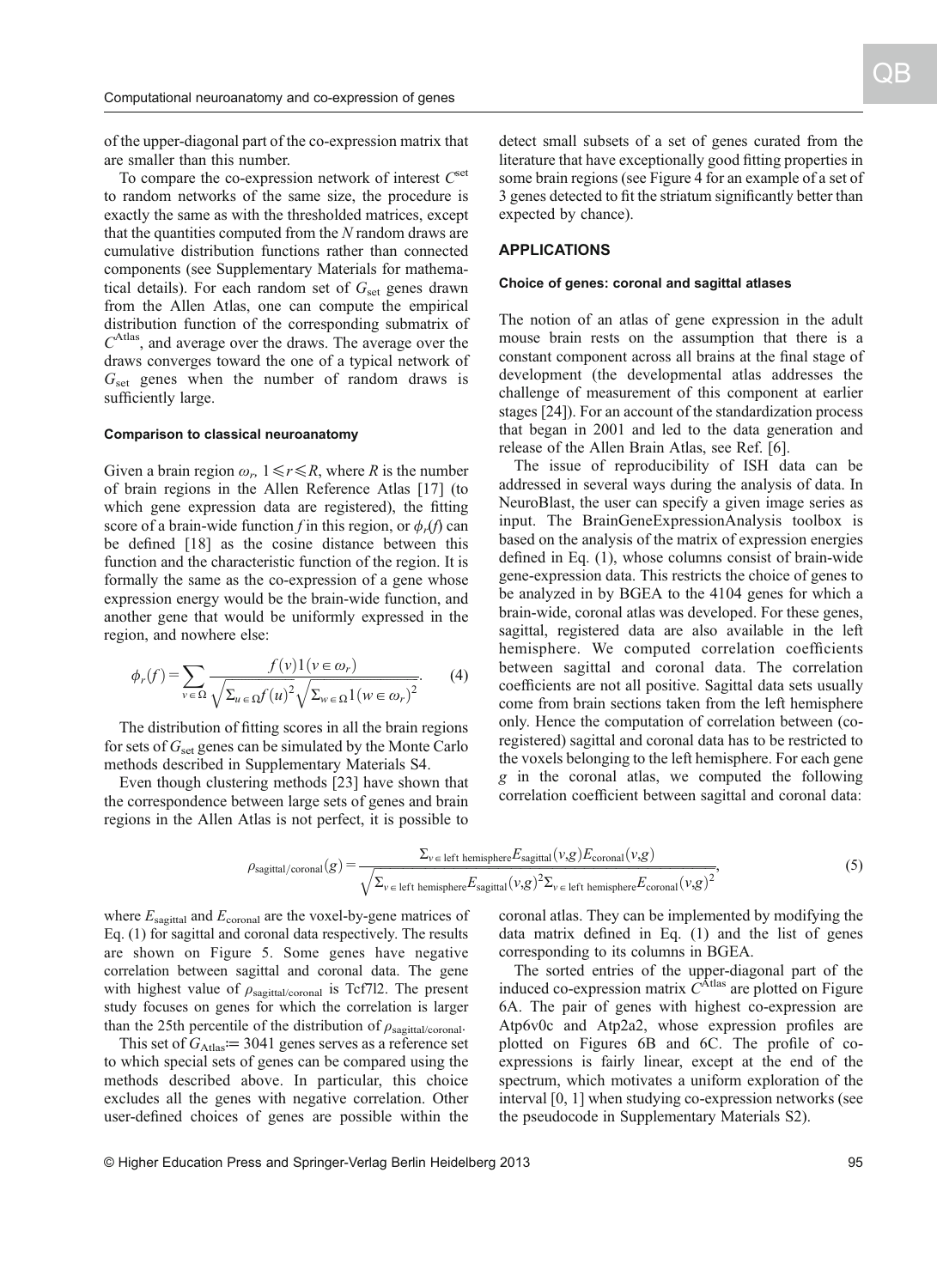of the upper-diagonal part of the co-expression matrix that are smaller than this number.

To compare the co-expression network of interest $C^{\text{set}}$ to random networks of the same size, the procedure is exactly the same as with the thresholded matrices, except that the quantities computed from the $N$ random draws are cumulative distribution functions rather than connected components (see Supplementary Materials for mathematical details). For each random set of $G_{\text{set}}$ genes drawn from the Allen Atlas, one can compute the empirical distribution function of the corresponding submatrix of $C^{\text{Atlas}}$, and average over the draws. The average over the draws converges toward the one of a typical network of $G_{\text{set}}$ genes when the number of random draws is sufficiently large.

#### Comparison to classical neuroanatomy

Given a brain region $\omega_r$, $1 \leqslant r \leqslant R$, where $R$ is the number of brain regions in the Allen Reference Atlas [17] (to which gene expression data are registered), the fitting score of a brain-wide function $f$ in this region, or $\phi_r(f)$ can be defined [18] as the cosine distance between this function and the characteristic function of the region. It is formally the same as the co-expression of a gene whose expression energy would be the brain-wide function, and another gene that would be uniformly expressed in the region, and nowhere else:

$$\phi_r(f) = \sum_{v \in \Omega} \frac{f(v) 1(v \in \omega_r)}{\sqrt{\Sigma_{u \in \Omega} f(u)^2} \sqrt{\Sigma_{w \in \Omega} 1(w \in \omega_r)^2}}. \quad (4)$$

The distribution of fitting scores in all the brain regions for sets of $G_{\text{set}}$ genes can be simulated by the Monte Carlo methods described in Supplementary Materials S4.

Even though clustering methods [23] have shown that the correspondence between large sets of genes and brain regions in the Allen Atlas is not perfect, it is possible to detect small subsets of a set of genes curated from the literature that have exceptionally good fitting properties in some brain regions (see Figure 4 for an example of a set of 3 genes detected to fit the striatum significantly better than expected by chance).

## APPLICATIONS

#### Choice of genes: coronal and sagittal atlases

The notion of an atlas of gene expression in the adult mouse brain rests on the assumption that there is a constant component across all brains at the final stage of development (the developmental atlas addresses the challenge of measurement of this component at earlier stages [24]). For an account of the standardization process that began in 2001 and led to the data generation and release of the Allen Brain Atlas, see Ref. [6].

The issue of reproducibility of ISH data can be addressed in several ways during the analysis of data. In NeuroBlast, the user can specify a given image series as input. The BrainGeneExpressionAnalysis toolbox is based on the analysis of the matrix of expression energies defined in Eq. (1), whose columns consist of brain-wide gene-expression data. This restricts the choice of genes to be analyzed in by BGEA to the 4104 genes for which a brain-wide, coronal atlas was developed. For these genes, sagittal, registered data are also available in the left hemisphere. We computed correlation coefficients between sagittal and coronal data. The correlation coefficients are not all positive. Sagittal data sets usually come from brain sections taken from the left hemisphere only. Hence the computation of correlation between (co-registered) sagittal and coronal data has to be restricted to the voxels belonging to the left hemisphere. For each gene $g$ in the coronal atlas, we computed the following correlation coefficient between sagittal and coronal data:

$$\rho_{\text{sagittal/coronal}}(g) = \frac{\Sigma_{v \in \text{left hemisphere}} E_{\text{sagittal}}(v,g) E_{\text{coronal}}(v,g)}{\sqrt{\Sigma_{v \in \text{left hemisphere}} E_{\text{sagittal}}(v,g)^2 \Sigma_{v \in \text{left hemisphere}} E_{\text{coronal}}(v,g)^2}}, \quad (5)$$

where $E_{\text{sagittal}}$ and $E_{\text{coronal}}$ are the voxel-by-gene matrices of Eq. (1) for sagittal and coronal data respectively. The results are shown on Figure 5. Some genes have negative correlation between sagittal and coronal data. The gene with highest value of $\rho_{\text{sagittal/coronal}}$ is Tcf7l2. The present study focuses on genes for which the correlation is larger than the 25th percentile of the distribution of $\rho_{\text{sagittal/coronal}}$.

This set of $G_{\text{Atlas}} := 3041$ genes serves as a reference set to which special sets of genes can be compared using the methods described above. In particular, this choice excludes all the genes with negative correlation. Other user-defined choices of genes are possible within the coronal atlas. They can be implemented by modifying the data matrix defined in Eq. (1) and the list of genes corresponding to its columns in BGEA.

The sorted entries of the upper-diagonal part of the induced co-expression matrix $C^{\text{Atlas}}$ are plotted on Figure 6A. The pair of genes with highest co-expression are Atp6v0c and Atp2a2, whose expression profiles are plotted on Figures 6B and 6C. The profile of co-expressions is fairly linear, except at the end of the spectrum, which motivates a uniform exploration of the interval [0, 1] when studying co-expression networks (see the pseudocode in Supplementary Materials S2).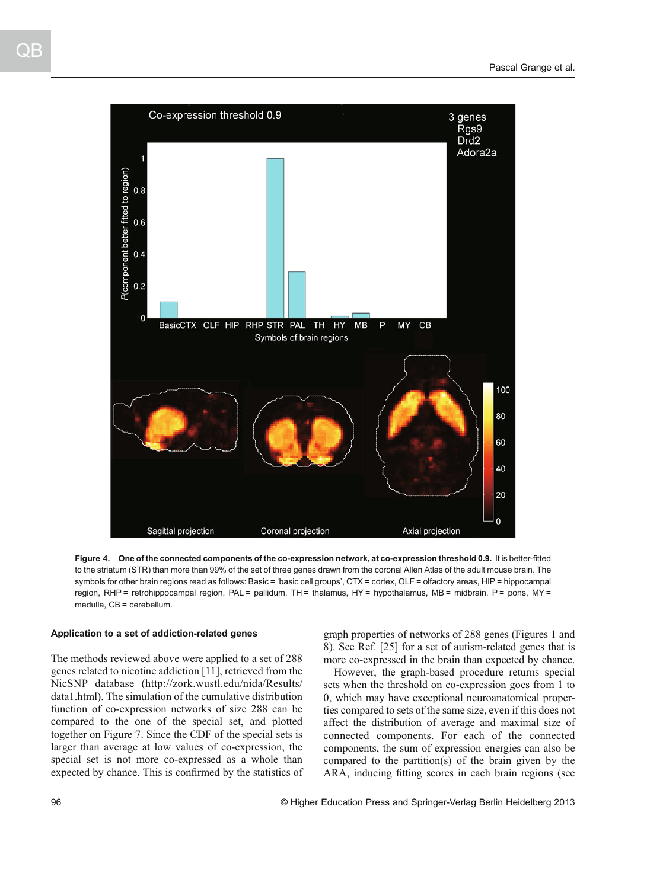**Figure 4. One of the connected components of the co-expression network, at co-expression threshold 0.9.** It is better-fitted to the striatum (STR) than more than 99% of the set of three genes drawn from the coronal Allen Atlas of the adult mouse brain. The symbols for other brain regions read as follows: Basic = 'basic cell groups', CTX = cortex, OLF = olfactory areas, HIP = hippocampal region, RHP = retrohippocampal region, PAL = pallidum, TH = thalamus, HY = hypothalamus, MB = midbrain, P = pons, MY = medulla, CB = cerebellum.

### Application to a set of addiction-related genes

The methods reviewed above were applied to a set of 288 genes related to nicotine addiction [11], retrieved from the NicSNP database (http://zork.wustl.edu/nida/Results/data1.html). The simulation of the cumulative distribution function of co-expression networks of size 288 can be compared to the one of the special set, and plotted together on Figure 7. Since the CDF of the special sets is larger than average at low values of co-expression, the special set is not more co-expressed as a whole than expected by chance. This is confirmed by the statistics of graph properties of networks of 288 genes (Figures 1 and 8). See Ref. [25] for a set of autism-related genes that is more co-expressed in the brain than expected by chance.

However, the graph-based procedure returns special sets when the threshold on co-expression goes from 1 to 0, which may have exceptional neuroanatomical properties compared to sets of the same size, even if this does not affect the distribution of average and maximal size of connected components. For each of the connected components, the sum of expression energies can also be compared to the partition(s) of the brain given by the ARA, inducing fitting scores in each brain regions (see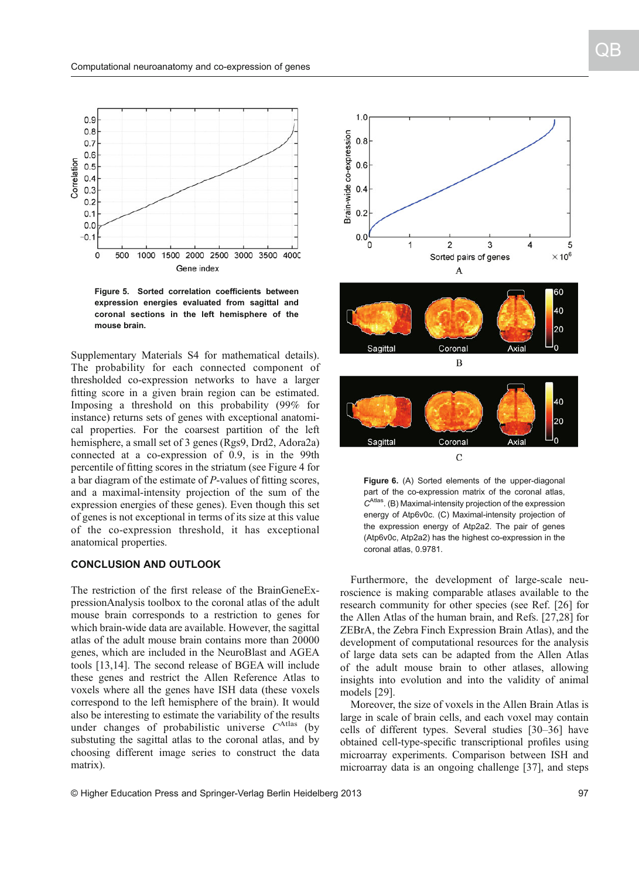**Figure 5. Sorted correlation coefficients between expression energies evaluated from sagittal and coronal sections in the left hemisphere of the mouse brain.**

Supplementary Materials S4 for mathematical details). The probability for each connected component of thresholded co-expression networks to have a larger fitting score in a given brain region can be estimated. Imposing a threshold on this probability (99% for instance) returns sets of genes with exceptional anatomical properties. For the coarsest partition of the left hemisphere, a small set of 3 genes (Rgs9, Drd2, Adora2a) connected at a co-expression of 0.9, is in the 99th percentile of fitting scores in the striatum (see Figure 4 for a bar diagram of the estimate of *P*-values of fitting scores, and a maximal-intensity projection of the sum of the expression energies of these genes). Even though this set of genes is not exceptional in terms of its size at this value of the co-expression threshold, it has exceptional anatomical properties.

**Figure 6.** (A) Sorted elements of the upper-diagonal part of the co-expression matrix of the coronal atlas, $C^{\text{Atlas}}$. (B) Maximal-intensity projection of the expression energy of Atp6v0c. (C) Maximal-intensity projection of the expression energy of Atp2a2. The pair of genes (Atp6v0c, Atp2a2) has the highest co-expression in the coronal atlas, 0.9781.

## CONCLUSION AND OUTLOOK

The restriction of the first release of the BrainGeneExpressionAnalysis toolbox to the coronal atlas of the adult mouse brain corresponds to a restriction to genes for which brain-wide data are available. However, the sagittal atlas of the adult mouse brain contains more than 20000 genes, which are included in the NeuroBlast and AGEA tools [13,14]. The second release of BGEA will include these genes and restrict the Allen Reference Atlas to voxels where all the genes have ISH data (these voxels correspond to the left hemisphere of the brain). It would also be interesting to estimate the variability of the results under changes of probabilistic universe $C^{\text{Atlas}}$ (by substuting the sagittal atlas to the coronal atlas, and by choosing different image series to construct the data matrix).

Furthermore, the development of large-scale neuroscience is making comparable atlases available to the research community for other species (see Ref. [26] for the Allen Atlas of the human brain, and Refs. [27,28] for ZEBrA, the Zebra Finch Expression Brain Atlas), and the development of computational resources for the analysis of large data sets can be adapted from the Allen Atlas of the adult mouse brain to other atlases, allowing insights into evolution and into the validity of animal models [29].

Moreover, the size of voxels in the Allen Brain Atlas is large in scale of brain cells, and each voxel may contain cells of different types. Several studies [30–36] have obtained cell-type-specific transcriptional profiles using microarray experiments. Comparison between ISH and microarray data is an ongoing challenge [37], and steps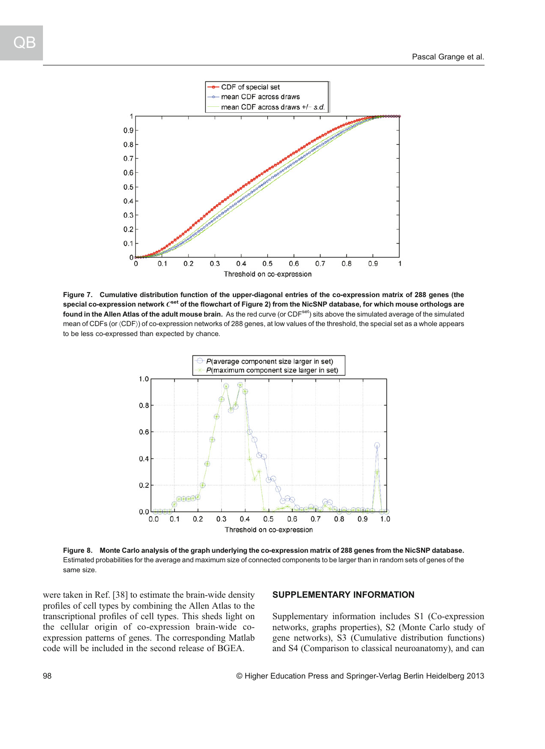**Figure 7. Cumulative distribution function of the upper-diagonal entries of the co-expression matrix of 288 genes (the special co-expression network $C^{\rm set}$ of the flowchart of Figure 2) from the NicSNP database, for which mouse orthologs are found in the Allen Atlas of the adult mouse brain.** As the red curve (or $\mathrm{CDF}^{\rm set}$) sits above the simulated average of the simulated mean of CDFs (or $\langle \mathrm{CDF} \rangle$) of co-expression networks of 288 genes, at low values of the threshold, the special set as a whole appears to be less co-expressed than expected by chance.

**Figure 8. Monte Carlo analysis of the graph underlying the co-expression matrix of 288 genes from the NicSNP database.** Estimated probabilities for the average and maximum size of connected components to be larger than in random sets of genes of the same size.

were taken in Ref. [38] to estimate the brain-wide density profiles of cell types by combining the Allen Atlas to the transcriptional profiles of cell types. This sheds light on the cellular origin of co-expression brain-wide co-expression patterns of genes. The corresponding Matlab code will be included in the second release of BGEA.

## SUPPLEMENTARY INFORMATION

Supplementary information includes S1 (Co-expression networks, graphs properties), S2 (Monte Carlo study of gene networks), S3 (Cumulative distribution functions) and S4 (Comparison to classical neuroanatomy), and can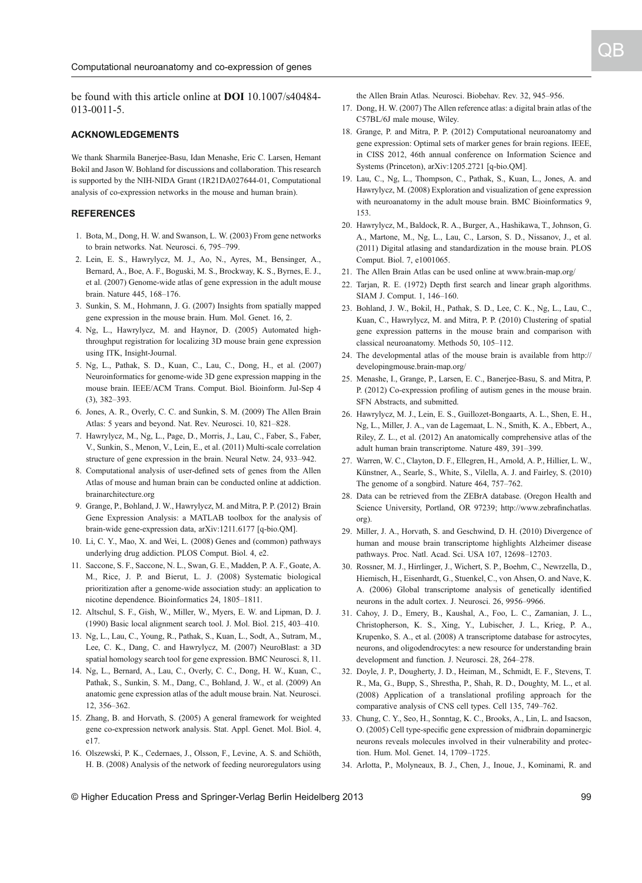be found with this article online at **DOI** 10.1007/s40484-013-0011-5.

## ACKNOWLEDGEMENTS

We thank Sharmila Banerjee-Basu, Idan Menashe, Eric C. Larsen, Hemant Bokil and Jason W. Bohland for discussions and collaboration. This research is supported by the NIH-NIDA Grant (1R21DA027644-01, Computational analysis of co-expression networks in the mouse and human brain).

## REFERENCES

1. Bota, M., Dong, H. W. and Swanson, L. W. (2003) From gene networks to brain networks. Nat. Neurosci. 6, 795–799.
2. Lein, E. S., Hawrylycz, M. J., Ao, N., Ayres, M., Bensinger, A., Bernard, A., Boe, A. F., Boguski, M. S., Brockway, K. S., Byrnes, E. J., et al. (2007) Genome-wide atlas of gene expression in the adult mouse brain. Nature 445, 168–176.
3. Sunkin, S. M., Hohmann, J. G. (2007) Insights from spatially mapped gene expression in the mouse brain. Hum. Mol. Genet. 16, 2.
4. Ng, L., Hawrylycz, M. and Haynor, D. (2005) Automated high-throughput registration for localizing 3D mouse brain gene expression using ITK, Insight-Journal.
5. Ng, L., Pathak, S. D., Kuan, C., Lau, C., Dong, H., et al. (2007) Neuroinformatics for genome-wide 3D gene expression mapping in the mouse brain. IEEE/ACM Trans. Comput. Biol. Bioinform. Jul-Sep 4 (3), 382–393.
6. Jones, A. R., Overly, C. C. and Sunkin, S. M. (2009) The Allen Brain Atlas: 5 years and beyond. Nat. Rev. Neurosci. 10, 821–828.
7. Hawrylycz, M., Ng, L., Page, D., Morris, J., Lau, C., Faber, S., Faber, V., Sunkin, S., Menon, V., Lein, E., et al. (2011) Multi-scale correlation structure of gene expression in the brain. Neural Netw. 24, 933–942.
8. Computational analysis of user-defined sets of genes from the Allen Atlas of mouse and human brain can be conducted online at addiction.brainarchitecture.org
9. Grange, P., Bohland, J. W., Hawrylycz, M. and Mitra, P. P. (2012) Brain Gene Expression Analysis: a MATLAB toolbox for the analysis of brain-wide gene-expression data, arXiv:1211.6177 [q-bio.QM].
10. Li, C. Y., Mao, X. and Wei, L. (2008) Genes and (common) pathways underlying drug addiction. PLOS Comput. Biol. 4, e2.
11. Saccone, S. F., Saccone, N. L., Swan, G. E., Madden, P. A. F., Goate, A. M., Rice, J. P. and Bierut, L. J. (2008) Systematic biological prioritization after a genome-wide association study: an application to nicotine dependence. Bioinformatics 24, 1805–1811.
12. Altschul, S. F., Gish, W., Miller, W., Myers, E. W. and Lipman, D. J. (1990) Basic local alignment search tool. J. Mol. Biol. 215, 403–410.
13. Ng, L., Lau, C., Young, R., Pathak, S., Kuan, L., Sodt, A., Sutram, M., Lee, C. K., Dang, C. and Hawrylycz, M. (2007) NeuroBlast: a 3D spatial homology search tool for gene expression. BMC Neurosci. 8, 11.
14. Ng, L., Bernard, A., Lau, C., Overly, C. C., Dong, H. W., Kuan, C., Pathak, S., Sunkin, S. M., Dang, C., Bohland, J. W., et al. (2009) An anatomic gene expression atlas of the adult mouse brain. Nat. Neurosci. 12, 356–362.
15. Zhang, B. and Horvath, S. (2005) A general framework for weighted gene co-expression network analysis. Stat. Appl. Genet. Mol. Biol. 4, e17.
16. Olszewski, P. K., Cedernaes, J., Olsson, F., Levine, A. S. and Schiöth, H. B. (2008) Analysis of the network of feeding neuroregulators using the Allen Brain Atlas. Neurosci. Biobehav. Rev. 32, 945–956.
17. Dong, H. W. (2007) The Allen reference atlas: a digital brain atlas of the C57BL/6J male mouse, Wiley.
18. Grange, P. and Mitra, P. P. (2012) Computational neuroanatomy and gene expression: Optimal sets of marker genes for brain regions. IEEE, in CISS 2012, 46th annual conference on Information Science and Systems (Princeton), arXiv:1205.2721 [q-bio.QM].
19. Lau, C., Ng, L., Thompson, C., Pathak, S., Kuan, L., Jones, A. and Hawrylycz, M. (2008) Exploration and visualization of gene expression with neuroanatomy in the adult mouse brain. BMC Bioinformatics 9, 153.
20. Hawrylycz, M., Baldock, R. A., Burger, A., Hashikawa, T., Johnson, G. A., Martone, M., Ng, L., Lau, C., Larson, S. D., Nissanov, J., et al. (2011) Digital atlasing and standardization in the mouse brain. PLOS Comput. Biol. 7, e1001065.
21. The Allen Brain Atlas can be used online at www.brain-map.org/
22. Tarjan, R. E. (1972) Depth first search and linear graph algorithms. SIAM J. Comput. 1, 146–160.
23. Bohland, J. W., Bokil, H., Pathak, S. D., Lee, C. K., Ng, L., Lau, C., Kuan, C., Hawrylycz, M. and Mitra, P. P. (2010) Clustering of spatial gene expression patterns in the mouse brain and comparison with classical neuroanatomy. Methods 50, 105–112.
24. The developmental atlas of the mouse brain is available from http://developingmouse.brain-map.org/
25. Menashe, I., Grange, P., Larsen, E. C., Banerjee-Basu, S. and Mitra, P. P. (2012) Co-expression profiling of autism genes in the mouse brain. SFN Abstracts, and submitted.
26. Hawrylycz, M. J., Lein, E. S., Guillozet-Bongaarts, A. L., Shen, E. H., Ng, L., Miller, J. A., van de Lagemaat, L. N., Smith, K. A., Ebbert, A., Riley, Z. L., et al. (2012) An anatomically comprehensive atlas of the adult human brain transcriptome. Nature 489, 391–399.
27. Warren, W. C., Clayton, D. F., Ellegren, H., Arnold, A. P., Hillier, L. W., Künstner, A., Searle, S., White, S., Vilella, A. J. and Fairley, S. (2010) The genome of a songbird. Nature 464, 757–762.
28. Data can be retrieved from the ZEBrA database. (Oregon Health and Science University, Portland, OR 97239; http://www.zebrafinchatlas.org).
29. Miller, J. A., Horvath, S. and Geschwind, D. H. (2010) Divergence of human and mouse brain transcriptome highlights Alzheimer disease pathways. Proc. Natl. Acad. Sci. USA 107, 12698–12703.
30. Rossner, M. J., Hirrlinger, J., Wichert, S. P., Boehm, C., Newrzella, D., Hiemisch, H., Eisenhardt, G., Stuenkel, C., von Ahsen, O. and Nave, K. A. (2006) Global transcriptome analysis of genetically identified neurons in the adult cortex. J. Neurosci. 26, 9956–9966.
31. Cahoy, J. D., Emery, B., Kaushal, A., Foo, L. C., Zamanian, J. L., Christopherson, K. S., Xing, Y., Lubischer, J. L., Krieg, P. A., Krupenko, S. A., et al. (2008) A transcriptome database for astrocytes, neurons, and oligodendrocytes: a new resource for understanding brain development and function. J. Neurosci. 28, 264–278.
32. Doyle, J. P., Dougherty, J. D., Heiman, M., Schmidt, E. F., Stevens, T. R., Ma, G., Bupp, S., Shrestha, P., Shah, R. D., Doughty, M. L., et al. (2008) Application of a translational profiling approach for the comparative analysis of CNS cell types. Cell 135, 749–762.
33. Chung, C. Y., Seo, H., Sonntag, K. C., Brooks, A., Lin, L. and Isacson, O. (2005) Cell type-specific gene expression of midbrain dopaminergic neurons reveals molecules involved in their vulnerability and protection. Hum. Mol. Genet. 14, 1709–1725.
34. Arlotta, P., Molyneaux, B. J., Chen, J., Inoue, J., Kominami, R. and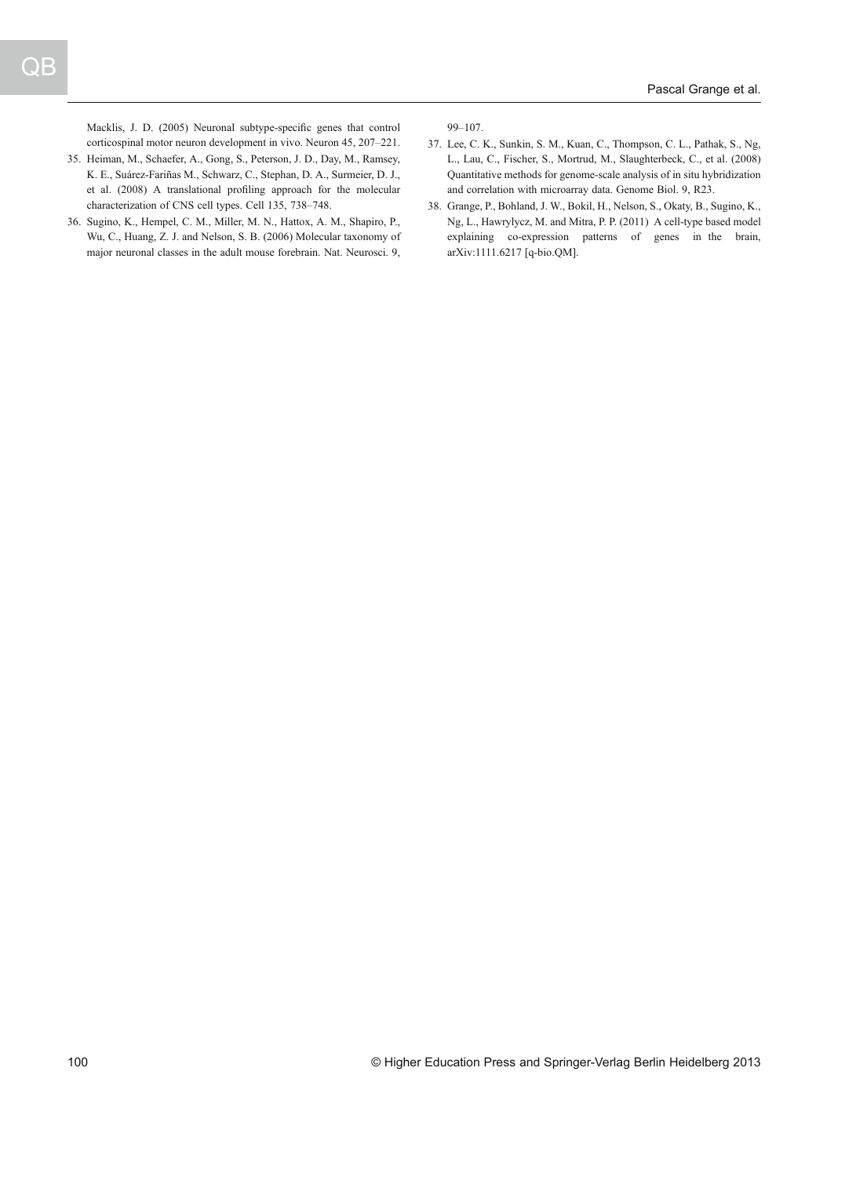Macklis, J. D. (2005) Neuronal subtype-specific genes that control corticospinal motor neuron development in vivo. Neuron 45, 207–221.

35. Heiman, M., Schaefer, A., Gong, S., Peterson, J. D., Day, M., Ramsey, K. E., Suárez-Fariñas M., Schwarz, C., Stephan, D. A., Surmeier, D. J., et al. (2008) A translational profiling approach for the molecular characterization of CNS cell types. Cell 135, 738–748.
36. Sugino, K., Hempel, C. M., Miller, M. N., Hattox, A. M., Shapiro, P., Wu, C., Huang, Z. J. and Nelson, S. B. (2006) Molecular taxonomy of major neuronal classes in the adult mouse forebrain. Nat. Neurosci. 9, 99–107.
37. Lee, C. K., Sunkin, S. M., Kuan, C., Thompson, C. L., Pathak, S., Ng, L., Lau, C., Fischer, S., Mortrud, M., Slaughterbeck, C., et al. (2008) Quantitative methods for genome-scale analysis of in situ hybridization and correlation with microarray data. Genome Biol. 9, R23.
38. Grange, P., Bohland, J. W., Bokil, H., Nelson, S., Okaty, B., Sugino, K., Ng, L., Hawrylycz, M. and Mitra, P. P. (2011) A cell-type based model explaining co-expression patterns of genes in the brain, arXiv:1111.6217 [q-bio.QM].